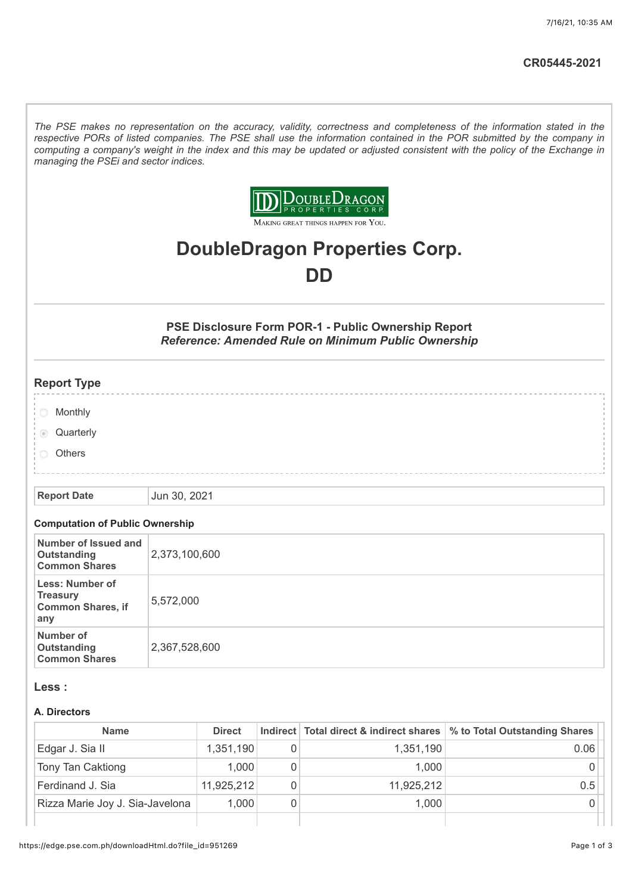CR05445-2021

*The PSE makes no representation on the accuracy, validity, correctness and completeness of the information stated in the respective PORs of listed companies. The PSE shall use the information contained in the POR submitted by the company in computing a company's weight in the index and this may be updated or adjusted consistent with the policy of the Exchange in managing the PSEi and sector indices.*

DoubleDragon Properties Corp.

Making great things happen for You.

# DoubleDragon Properties Corp.

# DD

### PSE Disclosure Form POR-1 - Public Ownership Report

***Reference: Amended Rule on Minimum Public Ownership***

## Report Type

- Monthly
- Quarterly (selected)
- Others

| Report Date | Jun 30, 2021 |
|---|---|

### Computation of Public Ownership

| | |
|---|---|
| **Number of Issued and Outstanding Common Shares** | 2,373,100,600 |
| **Less: Number of Treasury Common Shares, if any** | 5,572,000 |
| **Number of Outstanding Common Shares** | 2,367,528,600 |

## Less :

### A. Directors

| Name | Direct | Indirect | Total direct & indirect shares | % to Total Outstanding Shares |
|---|---|---|---|---|
| Edgar J. Sia II | 1,351,190 | 0 | 1,351,190 | 0.06 |
| Tony Tan Caktiong | 1,000 | 0 | 1,000 | 0 |
| Ferdinand J. Sia | 11,925,212 | 0 | 11,925,212 | 0.5 |
| Rizza Marie Joy J. Sia-Javelona | 1,000 | 0 | 1,000 | 0 |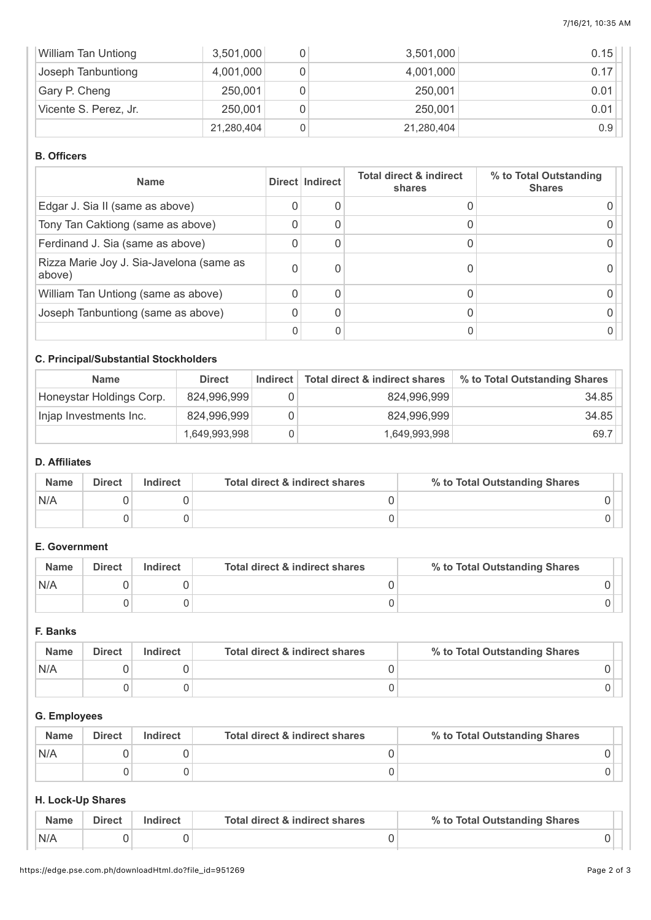| William Tan Untiong | 3,501,000 | 0 | 3,501,000 | 0.15 |
|---|---|---|---|---|
| Joseph Tanbuntiong | 4,001,000 | 0 | 4,001,000 | 0.17 |
| Gary P. Cheng | 250,001 | 0 | 250,001 | 0.01 |
| Vicente S. Perez, Jr. | 250,001 | 0 | 250,001 | 0.01 |
| | 21,280,404 | 0 | 21,280,404 | 0.9 |

### B. Officers

| Name | Direct | Indirect | Total direct & indirect shares | % to Total Outstanding Shares |
|---|---|---|---|---|
| Edgar J. Sia II (same as above) | 0 | 0 | 0 | 0 |
| Tony Tan Caktiong (same as above) | 0 | 0 | 0 | 0 |
| Ferdinand J. Sia (same as above) | 0 | 0 | 0 | 0 |
| Rizza Marie Joy J. Sia-Javelona (same as above) | 0 | 0 | 0 | 0 |
| William Tan Untiong (same as above) | 0 | 0 | 0 | 0 |
| Joseph Tanbuntiong (same as above) | 0 | 0 | 0 | 0 |
| | 0 | 0 | 0 | 0 |

### C. Principal/Substantial Stockholders

| Name | Direct | Indirect | Total direct & indirect shares | % to Total Outstanding Shares |
|---|---|---|---|---|
| Honeystar Holdings Corp. | 824,996,999 | 0 | 824,996,999 | 34.85 |
| Injap Investments Inc. | 824,996,999 | 0 | 824,996,999 | 34.85 |
| | 1,649,993,998 | 0 | 1,649,993,998 | 69.7 |

### D. Affiliates

| Name | Direct | Indirect | Total direct & indirect shares | % to Total Outstanding Shares |
|---|---|---|---|---|
| N/A | 0 | 0 | 0 | 0 |
| | 0 | 0 | 0 | 0 |

### E. Government

| Name | Direct | Indirect | Total direct & indirect shares | % to Total Outstanding Shares |
|---|---|---|---|---|
| N/A | 0 | 0 | 0 | 0 |
| | 0 | 0 | 0 | 0 |

### F. Banks

| Name | Direct | Indirect | Total direct & indirect shares | % to Total Outstanding Shares |
|---|---|---|---|---|
| N/A | 0 | 0 | 0 | 0 |
| | 0 | 0 | 0 | 0 |

### G. Employees

| Name | Direct | Indirect | Total direct & indirect shares | % to Total Outstanding Shares |
|---|---|---|---|---|
| N/A | 0 | 0 | 0 | 0 |
| | 0 | 0 | 0 | 0 |

### H. Lock-Up Shares

| Name | Direct | Indirect | Total direct & indirect shares | % to Total Outstanding Shares |
|---|---|---|---|---|
| N/A | 0 | 0 | 0 | 0 |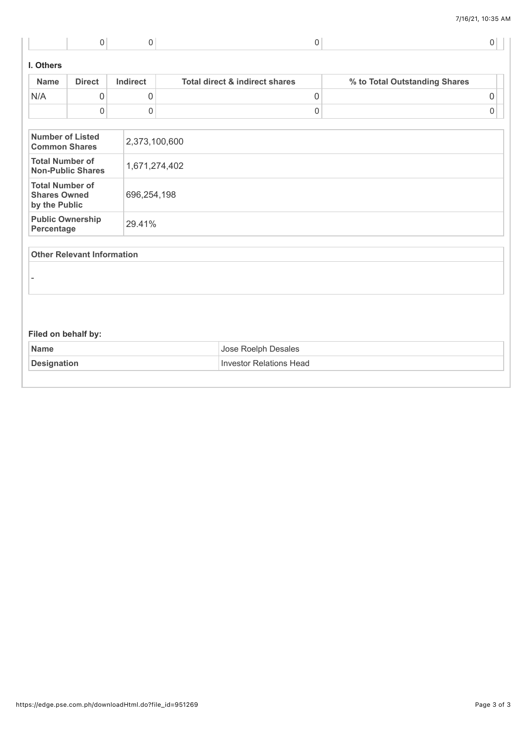| | | | | |
|---|---|---|---|---|
| | 0 | 0 | 0 | 0 |

### I. Others

| Name | Direct | Indirect | Total direct & indirect shares | % to Total Outstanding Shares |
|---|---|---|---|---|
| N/A | 0 | 0 | 0 | 0 |
| | 0 | 0 | 0 | 0 |

| | |
|---|---|
| **Number of Listed Common Shares** | 2,373,100,600 |
| **Total Number of Non-Public Shares** | 1,671,274,402 |
| **Total Number of Shares Owned by the Public** | 696,254,198 |
| **Public Ownership Percentage** | 29.41% |

| **Other Relevant Information** |
|---|
| - |

### Filed on behalf by:

| | |
|---|---|
| **Name** | Jose Roelph Desales |
| **Designation** | Investor Relations Head |